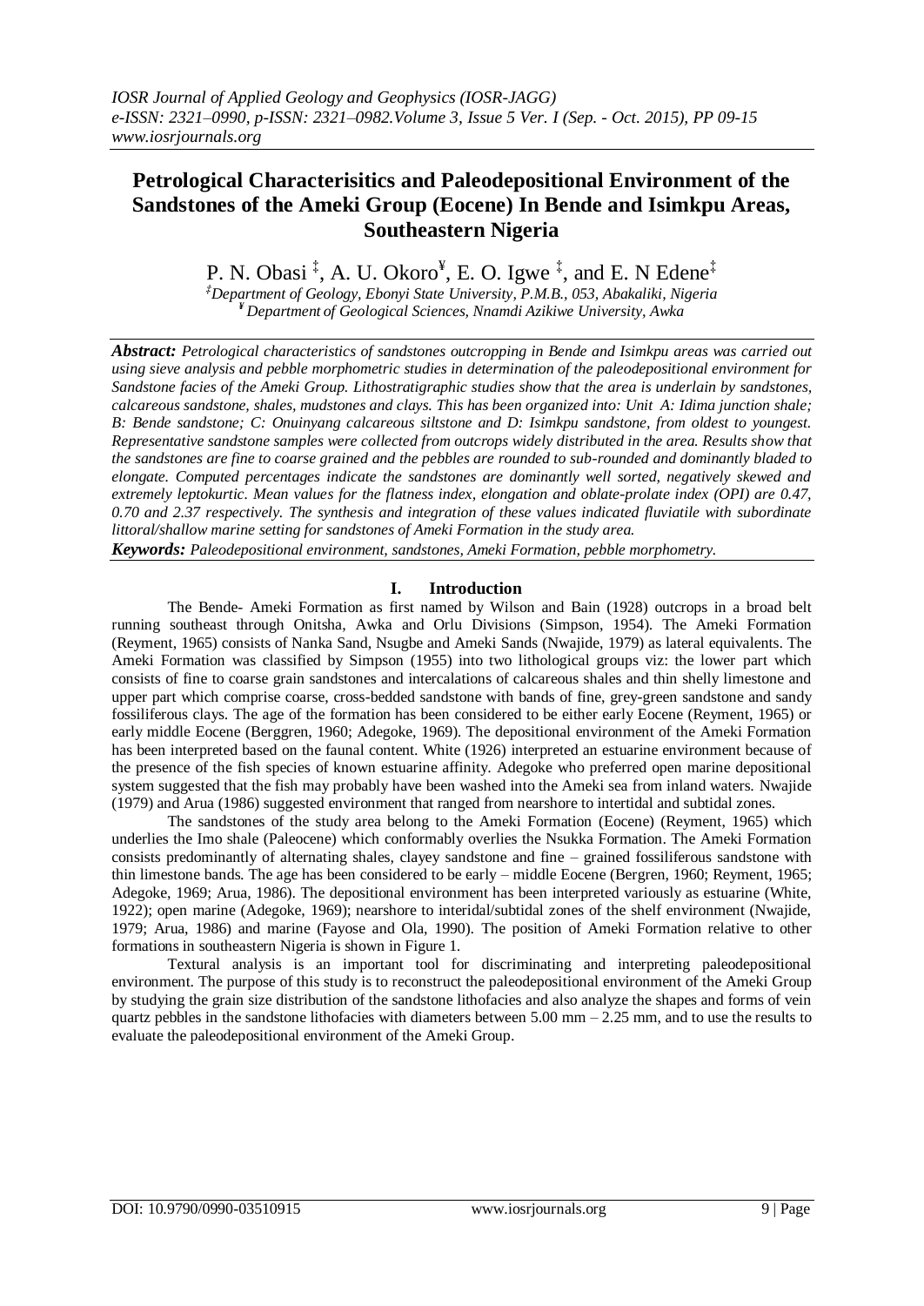# Petrological Characterisitics and Paleodepositional Environment of the Sandstones of the Ameki Group (Eocene) In Bende and Isimkpu Areas, Southeastern Nigeria

P. N. Obasi [‡], A. U. Okoro[¥], E. O. Igwe [‡], and E. N Edene[‡]

[‡]*Department of Geology, Ebonyi State University, P.M.B., 053, Abakaliki, Nigeria*
[¥]*Department of Geological Sciences, Nnamdi Azikiwe University, Awka*

***Abstract:*** *Petrological characteristics of sandstones outcropping in Bende and Isimkpu areas was carried out using sieve analysis and pebble morphometric studies in determination of the paleodepositional environment for Sandstone facies of the Ameki Group. Lithostratigraphic studies show that the area is underlain by sandstones, calcareous sandstone, shales, mudstones and clays. This has been organized into: Unit A: Idima junction shale; B: Bende sandstone; C: Onuinyang calcareous siltstone and D: Isimkpu sandstone, from oldest to youngest. Representative sandstone samples were collected from outcrops widely distributed in the area. Results show that the sandstones are fine to coarse grained and the pebbles are rounded to sub-rounded and dominantly bladed to elongate. Computed percentages indicate the sandstones are dominantly well sorted, negatively skewed and extremely leptokurtic. Mean values for the flatness index, elongation and oblate-prolate index (OPI) are 0.47, 0.70 and 2.37 respectively. The synthesis and integration of these values indicated fluviatile with subordinate littoral/shallow marine setting for sandstones of Ameki Formation in the study area.*

***Keywords:*** *Paleodepositional environment, sandstones, Ameki Formation, pebble morphometry.*

## I. Introduction

The Bende- Ameki Formation as first named by Wilson and Bain (1928) outcrops in a broad belt running southeast through Onitsha, Awka and Orlu Divisions (Simpson, 1954). The Ameki Formation (Reyment, 1965) consists of Nanka Sand, Nsugbe and Ameki Sands (Nwajide, 1979) as lateral equivalents. The Ameki Formation was classified by Simpson (1955) into two lithological groups viz: the lower part which consists of fine to coarse grain sandstones and intercalations of calcareous shales and thin shelly limestone and upper part which comprise coarse, cross-bedded sandstone with bands of fine, grey-green sandstone and sandy fossiliferous clays. The age of the formation has been considered to be either early Eocene (Reyment, 1965) or early middle Eocene (Berggren, 1960; Adegoke, 1969). The depositional environment of the Ameki Formation has been interpreted based on the faunal content. White (1926) interpreted an estuarine environment because of the presence of the fish species of known estuarine affinity. Adegoke who preferred open marine depositional system suggested that the fish may probably have been washed into the Ameki sea from inland waters. Nwajide (1979) and Arua (1986) suggested environment that ranged from nearshore to intertidal and subtidal zones.

The sandstones of the study area belong to the Ameki Formation (Eocene) (Reyment, 1965) which underlies the Imo shale (Paleocene) which conformably overlies the Nsukka Formation. The Ameki Formation consists predominantly of alternating shales, clayey sandstone and fine – grained fossiliferous sandstone with thin limestone bands. The age has been considered to be early – middle Eocene (Bergren, 1960; Reyment, 1965; Adegoke, 1969; Arua, 1986). The depositional environment has been interpreted variously as estuarine (White, 1922); open marine (Adegoke, 1969); nearshore to interidal/subtidal zones of the shelf environment (Nwajide, 1979; Arua, 1986) and marine (Fayose and Ola, 1990). The position of Ameki Formation relative to other formations in southeastern Nigeria is shown in Figure 1.

Textural analysis is an important tool for discriminating and interpreting paleodepositional environment. The purpose of this study is to reconstruct the paleodepositional environment of the Ameki Group by studying the grain size distribution of the sandstone lithofacies and also analyze the shapes and forms of vein quartz pebbles in the sandstone lithofacies with diameters between 5.00 mm – 2.25 mm, and to use the results to evaluate the paleodepositional environment of the Ameki Group.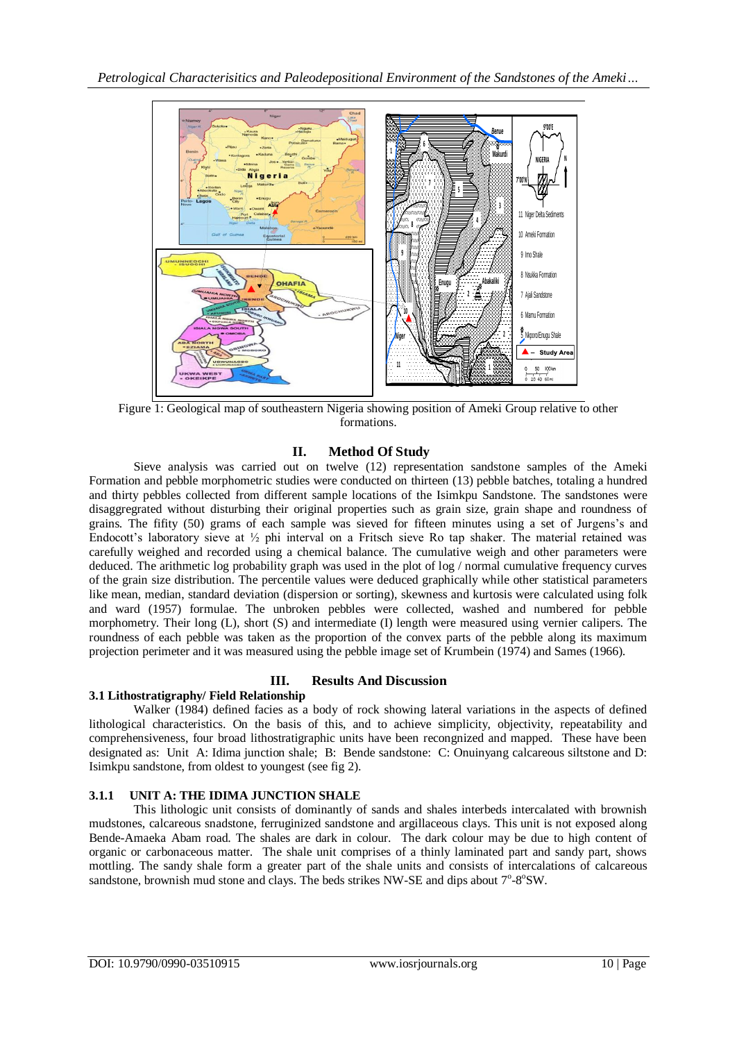Figure 1: Geological map of southeastern Nigeria showing position of Ameki Group relative to other formations.

## II. Method Of Study

Sieve analysis was carried out on twelve (12) representation sandstone samples of the Ameki Formation and pebble morphometric studies were conducted on thirteen (13) pebble batches, totaling a hundred and thirty pebbles collected from different sample locations of the Isimkpu Sandstone. The sandstones were disaggregrated without disturbing their original properties such as grain size, grain shape and roundness of grains. The fifity (50) grams of each sample was sieved for fifteen minutes using a set of Jurgens's and Endocott's laboratory sieve at ½ phi interval on a Fritsch sieve Ro tap shaker. The material retained was carefully weighed and recorded using a chemical balance. The cumulative weigh and other parameters were deduced. The arithmetic log probability graph was used in the plot of log / normal cumulative frequency curves of the grain size distribution. The percentile values were deduced graphically while other statistical parameters like mean, median, standard deviation (dispersion or sorting), skewness and kurtosis were calculated using folk and ward (1957) formulae. The unbroken pebbles were collected, washed and numbered for pebble morphometry. Their long (L), short (S) and intermediate (I) length were measured using vernier calipers. The roundness of each pebble was taken as the proportion of the convex parts of the pebble along its maximum projection perimeter and it was measured using the pebble image set of Krumbein (1974) and Sames (1966).

## III. Results And Discussion

### 3.1 Lithostratigraphy/ Field Relationship

Walker (1984) defined facies as a body of rock showing lateral variations in the aspects of defined lithological characteristics. On the basis of this, and to achieve simplicity, objectivity, repeatability and comprehensiveness, four broad lithostratigraphic units have been recongnized and mapped. These have been designated as: Unit A: Idima junction shale; B: Bende sandstone: C: Onuinyang calcareous siltstone and D: Isimkpu sandstone, from oldest to youngest (see fig 2).

#### 3.1.1 UNIT A: THE IDIMA JUNCTION SHALE

This lithologic unit consists of dominantly of sands and shales interbeds intercalated with brownish mudstones, calcareous snadstone, ferruginized sandstone and argillaceous clays. This unit is not exposed along Bende-Amaeka Abam road. The shales are dark in colour. The dark colour may be due to high content of organic or carbonaceous matter. The shale unit comprises of a thinly laminated part and sandy part, shows mottling. The sandy shale form a greater part of the shale units and consists of intercalations of calcareous sandstone, brownish mud stone and clays. The beds strikes NW-SE and dips about $7^{o}$-$8^{o}$SW.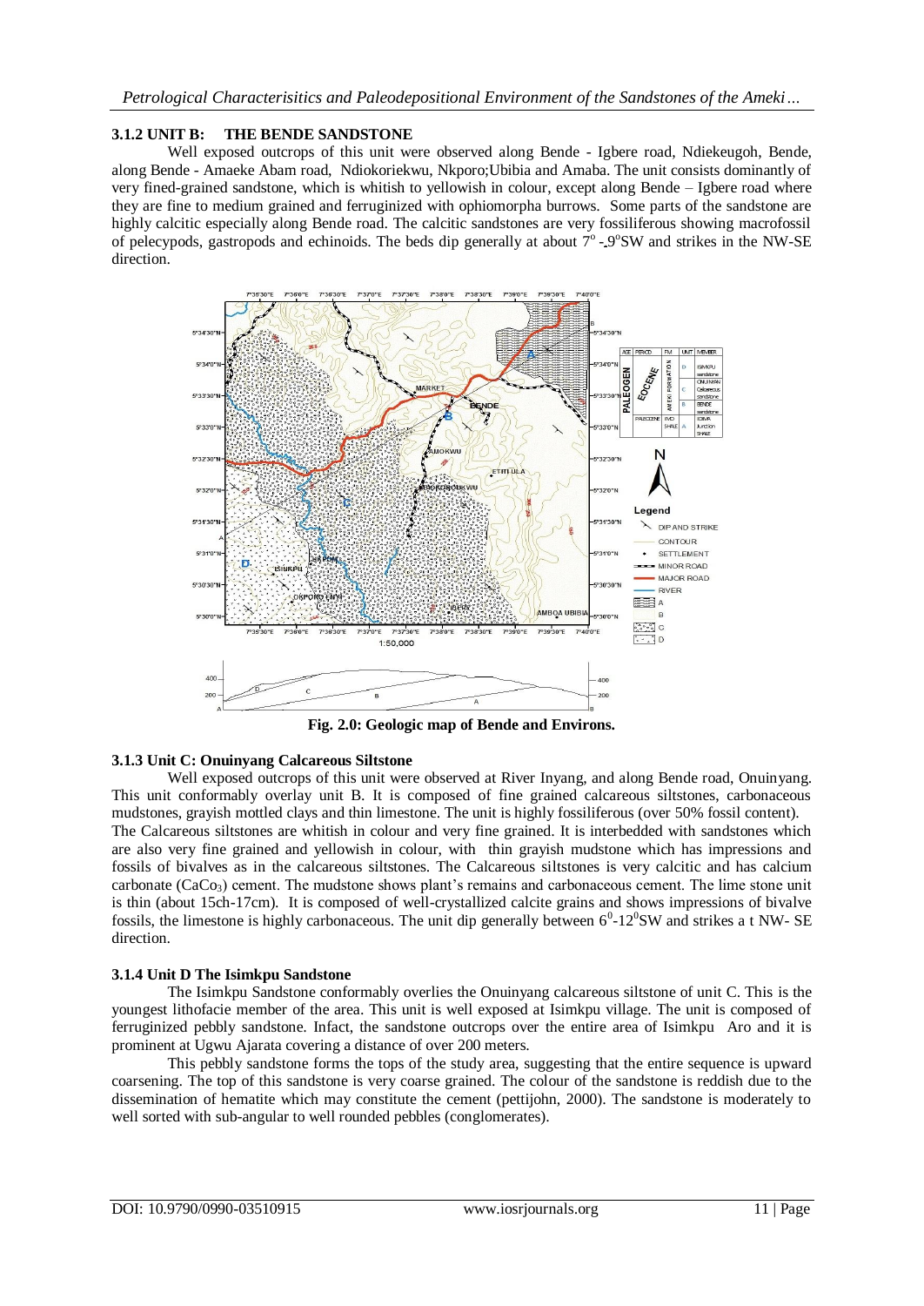### 3.1.2 UNIT B: THE BENDE SANDSTONE

Well exposed outcrops of this unit were observed along Bende - Igbere road, Ndiekeugoh, Bende, along Bende - Amaeke Abam road, Ndiokoriekwu, Nkporo;Ubibia and Amaba. The unit consists dominantly of very fined-grained sandstone, which is whitish to yellowish in colour, except along Bende – Igbere road where they are fine to medium grained and ferruginized with ophiomorpha burrows. Some parts of the sandstone are highly calcitic especially along Bende road. The calcitic sandstones are very fossiliferous showing macrofossil of pelecypods, gastropods and echinoids. The beds dip generally at about $7^o$ - $9^o$SW and strikes in the NW-SE direction.

**Fig. 2.0: Geologic map of Bende and Environs.**

### 3.1.3 Unit C: Onuinyang Calcareous Siltstone

Well exposed outcrops of this unit were observed at River Inyang, and along Bende road, Onuinyang. This unit conformably overlay unit B. It is composed of fine grained calcareous siltstones, carbonaceous mudstones, grayish mottled clays and thin limestone. The unit is highly fossiliferous (over 50% fossil content). The Calcareous siltstones are whitish in colour and very fine grained. It is interbedded with sandstones which are also very fine grained and yellowish in colour, with thin grayish mudstone which has impressions and fossils of bivalves as in the calcareous siltstones. The Calcareous siltstones is very calcitic and has calcium carbonate ($CaCo_3$) cement. The mudstone shows plant's remains and carbonaceous cement. The lime stone unit is thin (about 15ch-17cm). It is composed of well-crystallized calcite grains and shows impressions of bivalve fossils, the limestone is highly carbonaceous. The unit dip generally between $6^0$-$12^0$SW and strikes a t NW- SE direction.

### 3.1.4 Unit D The Isimkpu Sandstone

The Isimkpu Sandstone conformably overlies the Onuinyang calcareous siltstone of unit C. This is the youngest lithofacie member of the area. This unit is well exposed at Isimkpu village. The unit is composed of ferruginized pebbly sandstone. Infact, the sandstone outcrops over the entire area of Isimkpu Aro and it is prominent at Ugwu Ajarata covering a distance of over 200 meters.

This pebbly sandstone forms the tops of the study area, suggesting that the entire sequence is upward coarsening. The top of this sandstone is very coarse grained. The colour of the sandstone is reddish due to the dissemination of hematite which may constitute the cement (pettijohn, 2000). The sandstone is moderately to well sorted with sub-angular to well rounded pebbles (conglomerates).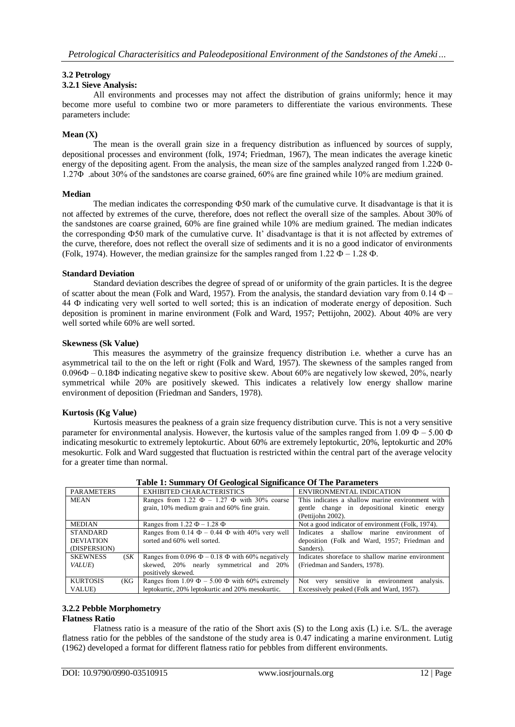### 3.2 Petrology

#### 3.2.1 Sieve Analysis:

All environments and processes may not affect the distribution of grains uniformly; hence it may become more useful to combine two or more parameters to differentiate the various environments. These parameters include:

**Mean (X)**

The mean is the overall grain size in a frequency distribution as influenced by sources of supply, depositional processes and environment (folk, 1974; Friedman, 1967), The mean indicates the average kinetic energy of the depositing agent. From the analysis, the mean size of the samples analyzed ranged from 1.22Φ 0-1.27Φ .about 30% of the sandstones are coarse grained, 60% are fine grained while 10% are medium grained.

**Median**

The median indicates the corresponding Φ50 mark of the cumulative curve. It disadvantage is that it is not affected by extremes of the curve, therefore, does not reflect the overall size of the samples. About 30% of the sandstones are coarse grained, 60% are fine grained while 10% are medium grained. The median indicates the corresponding Φ50 mark of the cumulative curve. It' disadvantage is that it is not affected by extremes of the curve, therefore, does not reflect the overall size of sediments and it is no a good indicator of environments (Folk, 1974). However, the median grainsize for the samples ranged from 1.22 Φ – 1.28 Φ.

**Standard Deviation**

Standard deviation describes the degree of spread of or uniformity of the grain particles. It is the degree of scatter about the mean (Folk and Ward, 1957). From the analysis, the standard deviation vary from 0.14 Φ – 44 Φ indicating very well sorted to well sorted; this is an indication of moderate energy of deposition. Such deposition is prominent in marine environment (Folk and Ward, 1957; Pettijohn, 2002). About 40% are very well sorted while 60% are well sorted.

**Skewness (Sk Value)**

This measures the asymmetry of the grainsize frequency distribution i.e. whether a curve has an asymmetrical tail to the on the left or right (Folk and Ward, 1957). The skewness of the samples ranged from 0.096Φ – 0.18Φ indicating negative skew to positive skew. About 60% are negatively low skewed, 20%, nearly symmetrical while 20% are positively skewed. This indicates a relatively low energy shallow marine environment of deposition (Friedman and Sanders, 1978).

**Kurtosis (Kg Value)**

Kurtosis measures the peakness of a grain size frequency distribution curve. This is not a very sensitive parameter for environmental analysis. However, the kurtosis value of the samples ranged from 1.09 Φ – 5.00 Φ indicating mesokurtic to extremely leptokurtic. About 60% are extremely leptokurtic, 20%, leptokurtic and 20% mesokurtic. Folk and Ward suggested that fluctuation is restricted within the central part of the average velocity for a greater time than normal.

**Table 1: Summary Of Geological Significance Of The Parameters**

| PARAMETERS | EXHIBITED CHARACTERISTICS | ENVIRONMENTAL INDICATION |
|---|---|---|
| MEAN | Ranges from 1.22 Φ – 1.27 Φ with 30% coarse grain, 10% medium grain and 60% fine grain. | This indicates a shallow marine environment with gentle change in depositional kinetic energy (Pettijohn 2002). |
| MEDIAN | Ranges from 1.22 Φ – 1.28 Φ | Not a good indicator of environment (Folk, 1974). |
| STANDARD DEVIATION (DISPERSION) | Ranges from 0.14 Φ – 0.44 Φ with 40% very well sorted and 60% well sorted. | Indicates a shallow marine environment of deposition (Folk and Ward, 1957; Friedman and Sanders). |
| SKEWNESS (*SK VALUE*) | Ranges from 0.096 Φ – 0.18 Φ with 60% negatively skewed, 20% nearly symmetrical and 20% positively skewed. | Indicates shoreface to shallow marine environment (Friedman and Sanders, 1978). |
| KURTOSIS (KG VALUE) | Ranges from 1.09 Φ – 5.00 Φ with 60% extremely leptokurtic, 20% leptokurtic and 20% mesokurtic. | Not very sensitive in environment analysis. Excessively peaked (Folk and Ward, 1957). |

#### 3.2.2 Pebble Morphometry

**Flatness Ratio**

Flatness ratio is a measure of the ratio of the Short axis (S) to the Long axis (L) i.e. S/L. the average flatness ratio for the pebbles of the sandstone of the study area is 0.47 indicating a marine environment. Lutig (1962) developed a format for different flatness ratio for pebbles from different environments.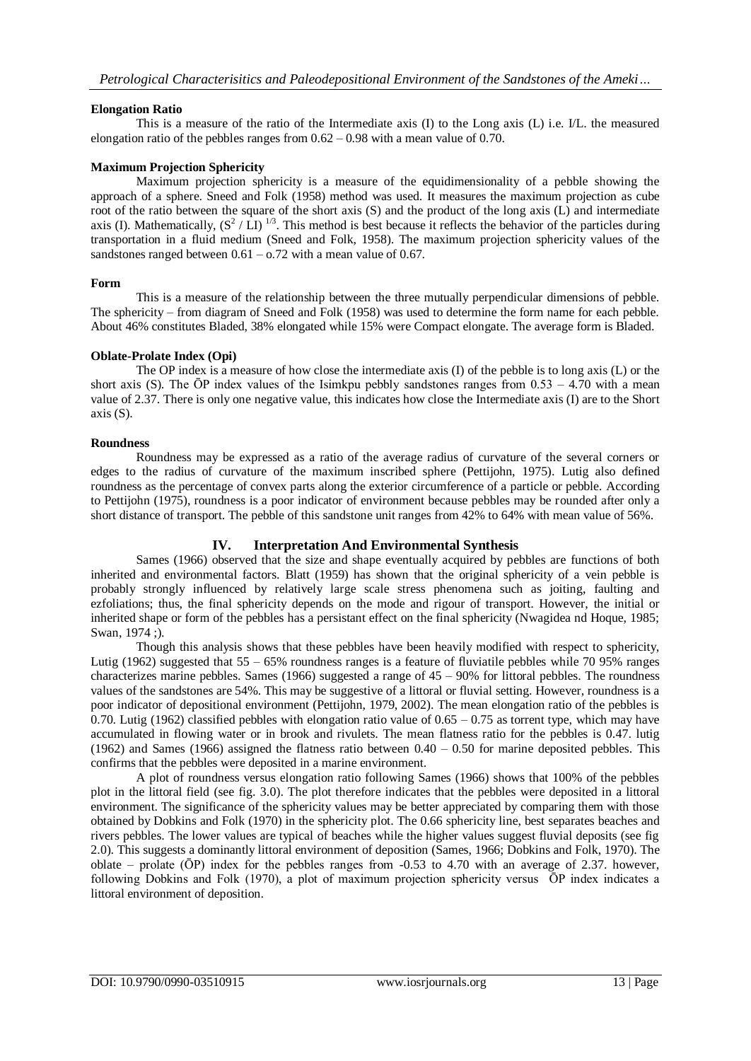### Elongation Ratio

This is a measure of the ratio of the Intermediate axis (I) to the Long axis (L) i.e. I/L. the measured elongation ratio of the pebbles ranges from 0.62 – 0.98 with a mean value of 0.70.

### Maximum Projection Sphericity

Maximum projection sphericity is a measure of the equidimensionality of a pebble showing the approach of a sphere. Sneed and Folk (1958) method was used. It measures the maximum projection as cube root of the ratio between the square of the short axis (S) and the product of the long axis (L) and intermediate axis (I). Mathematically, $(S^2 / LI)^{1/3}$. This method is best because it reflects the behavior of the particles during transportation in a fluid medium (Sneed and Folk, 1958). The maximum projection sphericity values of the sandstones ranged between 0.61 – o.72 with a mean value of 0.67.

### Form

This is a measure of the relationship between the three mutually perpendicular dimensions of pebble. The sphericity – from diagram of Sneed and Folk (1958) was used to determine the form name for each pebble. About 46% constitutes Bladed, 38% elongated while 15% were Compact elongate. The average form is Bladed.

### Oblate-Prolate Index (Opi)

The OP index is a measure of how close the intermediate axis (I) of the pebble is to long axis (L) or the short axis (S). The ŌP index values of the Isimkpu pebbly sandstones ranges from 0.53 – 4.70 with a mean value of 2.37. There is only one negative value, this indicates how close the Intermediate axis (I) are to the Short axis (S).

### Roundness

Roundness may be expressed as a ratio of the average radius of curvature of the several corners or edges to the radius of curvature of the maximum inscribed sphere (Pettijohn, 1975). Lutig also defined roundness as the percentage of convex parts along the exterior circumference of a particle or pebble. According to Pettijohn (1975), roundness is a poor indicator of environment because pebbles may be rounded after only a short distance of transport. The pebble of this sandstone unit ranges from 42% to 64% with mean value of 56%.

## IV. Interpretation And Environmental Synthesis

Sames (1966) observed that the size and shape eventually acquired by pebbles are functions of both inherited and environmental factors. Blatt (1959) has shown that the original sphericity of a vein pebble is probably strongly influenced by relatively large scale stress phenomena such as joiting, faulting and ezfoliations; thus, the final sphericity depends on the mode and rigour of transport. However, the initial or inherited shape or form of the pebbles has a persistant effect on the final sphericity (Nwagidea nd Hoque, 1985; Swan, 1974 ;).

Though this analysis shows that these pebbles have been heavily modified with respect to sphericity, Lutig (1962) suggested that 55 – 65% roundness ranges is a feature of fluviatile pebbles while 70 95% ranges characterizes marine pebbles. Sames (1966) suggested a range of 45 – 90% for littoral pebbles. The roundness values of the sandstones are 54%. This may be suggestive of a littoral or fluvial setting. However, roundness is a poor indicator of depositional environment (Pettijohn, 1979, 2002). The mean elongation ratio of the pebbles is 0.70. Lutig (1962) classified pebbles with elongation ratio value of 0.65 – 0.75 as torrent type, which may have accumulated in flowing water or in brook and rivulets. The mean flatness ratio for the pebbles is 0.47. lutig (1962) and Sames (1966) assigned the flatness ratio between 0.40 – 0.50 for marine deposited pebbles. This confirms that the pebbles were deposited in a marine environment.

A plot of roundness versus elongation ratio following Sames (1966) shows that 100% of the pebbles plot in the littoral field (see fig. 3.0). The plot therefore indicates that the pebbles were deposited in a littoral environment. The significance of the sphericity values may be better appreciated by comparing them with those obtained by Dobkins and Folk (1970) in the sphericity plot. The 0.66 sphericity line, best separates beaches and rivers pebbles. The lower values are typical of beaches while the higher values suggest fluvial deposits (see fig 2.0). This suggests a dominantly littoral environment of deposition (Sames, 1966; Dobkins and Folk, 1970). The oblate – prolate (ŌP) index for the pebbles ranges from -0.53 to 4.70 with an average of 2.37. however, following Dobkins and Folk (1970), a plot of maximum projection sphericity versus ŌP index indicates a littoral environment of deposition.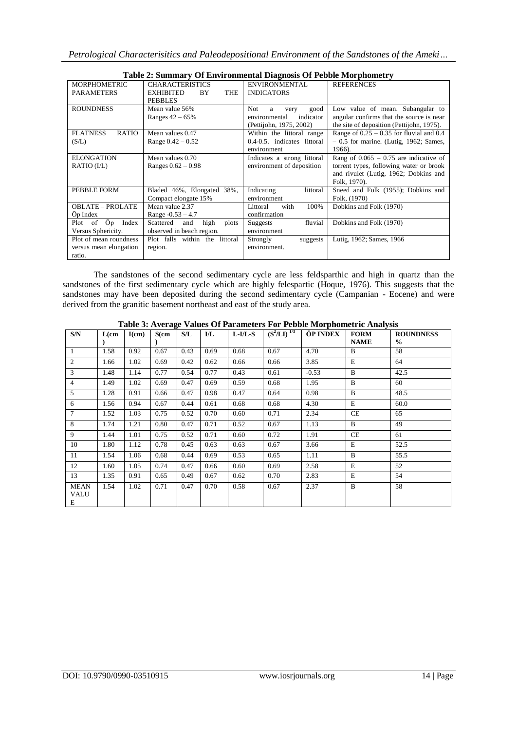**Table 2: Summary Of Environmental Diagnosis Of Pebble Morphometry**

| MORPHOMETRIC PARAMETERS | CHARACTERISTICS EXHIBITED BY THE PEBBLES | ENVIRONMENTAL INDICATORS | REFERENCES |
| --- | --- | --- | --- |
| ROUNDNESS | Mean value 56% Ranges 42 – 65% | Not a very good environmental indicator (Pettijohn, 1975, 2002) | Low value of mean. Subangular to angular confirms that the source is near the site of deposition (Pettijohn, 1975). |
| FLATNESS RATIO (S/L) | Mean values 0.47 Range 0.42 – 0.52 | Within the littoral range 0.4-0.5. indicates littoral environment | Range of 0.25 – 0.35 for fluvial and 0.4 – 0.5 for marine. (Lutig, 1962; Sames, 1966). |
| ELONGATION RATIO (I/L) | Mean values 0.70 Ranges 0.62 – 0.98 | Indicates a strong littoral environment of deposition | Rang of 0.065 – 0.75 are indicative of torrent types, following water or brook and rivulet (Lutig, 1962; Dobkins and Folk, 1970). |
| PEBBLE FORM | Bladed 46%, Elongated 38%, Compact elongate 15% | Indicating littoral environment | Sneed and Folk (1955); Dobkins and Folk, (1970) |
| OBLATE – PROLATE Õp Index | Mean value 2.37 Range -0.53 – 4.7 | Littoral with 100% confirmation | Dobkins and Folk (1970) |
| Plot of Õp Index Versus Sphericity. | Scattered and high plots observed in beach region. | Suggests fluvial environment | Dobkins and Folk (1970) |
| Plot of mean roundness versus mean elongation ratio. | Plot falls within the littoral region. | Strongly suggests environment. | Lutig, 1962; Sames, 1966 |

The sandstones of the second sedimentary cycle are less feldsparthic and high in quartz than the sandstones of the first sedimentary cycle which are highly felespartic (Hoque, 1976). This suggests that the sandstones may have been deposited during the second sedimentary cycle (Campanian - Eocene) and were derived from the granitic basement northeast and east of the study area.

**Table 3: Average Values Of Parameters For Pebble Morphometric Analysis**

| S/N | L(cm) | I(cm) | S(cm) | S/L | I/L | L-I/L-S | $(S^2/LI)^{1/3}$ | ÕP INDEX | FORM NAME | ROUNDNESS % |
| --- | --- | --- | --- | --- | --- | --- | --- | --- | --- | --- |
| 1 | 1.58 | 0.92 | 0.67 | 0.43 | 0.69 | 0.68 | 0.67 | 4.70 | B | 58 |
| 2 | 1.66 | 1.02 | 0.69 | 0.42 | 0.62 | 0.66 | 0.66 | 3.85 | E | 64 |
| 3 | 1.48 | 1.14 | 0.77 | 0.54 | 0.77 | 0.43 | 0.61 | -0.53 | B | 42.5 |
| 4 | 1.49 | 1.02 | 0.69 | 0.47 | 0.69 | 0.59 | 0.68 | 1.95 | B | 60 |
| 5 | 1.28 | 0.91 | 0.66 | 0.47 | 0.98 | 0.47 | 0.64 | 0.98 | B | 48.5 |
| 6 | 1.56 | 0.94 | 0.67 | 0.44 | 0.61 | 0.68 | 0.68 | 4.30 | E | 60.0 |
| 7 | 1.52 | 1.03 | 0.75 | 0.52 | 0.70 | 0.60 | 0.71 | 2.34 | CE | 65 |
| 8 | 1.74 | 1.21 | 0.80 | 0.47 | 0.71 | 0.52 | 0.67 | 1.13 | B | 49 |
| 9 | 1.44 | 1.01 | 0.75 | 0.52 | 0.71 | 0.60 | 0.72 | 1.91 | CE | 61 |
| 10 | 1.80 | 1.12 | 0.78 | 0.45 | 0.63 | 0.63 | 0.67 | 3.66 | E | 52.5 |
| 11 | 1.54 | 1.06 | 0.68 | 0.44 | 0.69 | 0.53 | 0.65 | 1.11 | B | 55.5 |
| 12 | 1.60 | 1.05 | 0.74 | 0.47 | 0.66 | 0.60 | 0.69 | 2.58 | E | 52 |
| 13 | 1.35 | 0.91 | 0.65 | 0.49 | 0.67 | 0.62 | 0.70 | 2.83 | E | 54 |
| MEAN VALUE | 1.54 | 1.02 | 0.71 | 0.47 | 0.70 | 0.58 | 0.67 | 2.37 | B | 58 |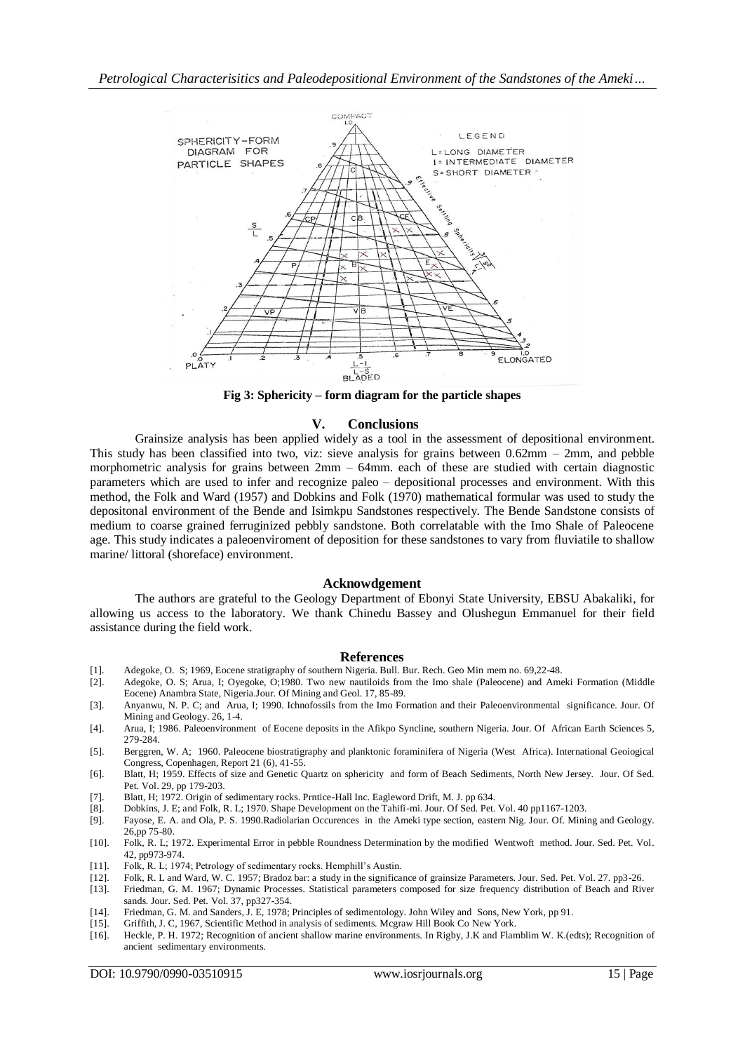SPHERICITY-FORM DIAGRAM FOR PARTICLE SHAPES

LEGEND

L = LONG DIAMETER

I = INTERMEDIATE DIAMETER

S = SHORT DIAMETER

COMPACT

PLATY

BLADED

ELONGATED

Effective Settling Sphericity

C, CP, CB, CE, P, B, E, VP, VB, VE

$\frac{S}{L}$

$\frac{L-I}{L-S}$

Fig 3: Sphericity – form diagram for the particle shapes

## V. Conclusions

Grainsize analysis has been applied widely as a tool in the assessment of depositional environment. This study has been classified into two, viz: sieve analysis for grains between 0.62mm – 2mm, and pebble morphometric analysis for grains between 2mm – 64mm. each of these are studied with certain diagnostic parameters which are used to infer and recognize paleo – depositional processes and environment. With this method, the Folk and Ward (1957) and Dobkins and Folk (1970) mathematical formular was used to study the depositonal environment of the Bende and Isimkpu Sandstones respectively. The Bende Sandstone consists of medium to coarse grained ferruginized pebbly sandstone. Both correlatable with the Imo Shale of Paleocene age. This study indicates a paleoenviroment of deposition for these sandstones to vary from fluviatile to shallow marine/ littoral (shoreface) environment.

## Acknowdgement

The authors are grateful to the Geology Department of Ebonyi State University, EBSU Abakaliki, for allowing us access to the laboratory. We thank Chinedu Bassey and Olushegun Emmanuel for their field assistance during the field work.

## References

[1]. Adegoke, O. S; 1969, Eocene stratigraphy of southern Nigeria. Bull. Bur. Rech. Geo Min mem no. 69,22-48.

[2]. Adegoke, O. S; Arua, I; Oyegoke, O;1980. Two new nautiloids from the Imo shale (Paleocene) and Ameki Formation (Middle Eocene) Anambra State, Nigeria.Jour. Of Mining and Geol. 17, 85-89.

[3]. Anyanwu, N. P. C; and Arua, I; 1990. Ichnofossils from the Imo Formation and their Paleoenvironmental significance. Jour. Of Mining and Geology. 26, 1-4.

[4]. Arua, I; 1986. Paleoenvironment of Eocene deposits in the Afikpo Syncline, southern Nigeria. Jour. Of African Earth Sciences 5, 279-284.

[5]. Berggren, W. A; 1960. Paleocene biostratigraphy and planktonic foraminifera of Nigeria (West Africa). International Geoiogical Congress, Copenhagen, Report 21 (6), 41-55.

[6]. Blatt, H; 1959. Effects of size and Genetic Quartz on sphericity and form of Beach Sediments, North New Jersey. Jour. Of Sed. Pet. Vol. 29, pp 179-203.

[7]. Blatt, H; 1972. Origin of sedimentary rocks. Prntice-Hall Inc. Eagleword Drift, M. J. pp 634.

[8]. Dobkins, J. E; and Folk, R. L; 1970. Shape Development on the Tahifi-mi. Jour. Of Sed. Pet. Vol. 40 pp1167-1203.

[9]. Fayose, E. A. and Ola, P. S. 1990.Radiolarian Occurences in the Ameki type section, eastern Nig. Jour. Of. Mining and Geology. 26,pp 75-80.

[10]. Folk, R. L; 1972. Experimental Error in pebble Roundness Determination by the modified Wentwoft method. Jour. Sed. Pet. Vol. 42, pp973-974.

[11]. Folk, R. L; 1974; Petrology of sedimentary rocks. Hemphill's Austin.

[12]. Folk, R. L and Ward, W. C. 1957; Bradoz bar: a study in the significance of grainsize Parameters. Jour. Sed. Pet. Vol. 27. pp3-26.

[13]. Friedman, G. M. 1967; Dynamic Processes. Statistical parameters composed for size frequency distribution of Beach and River sands. Jour. Sed. Pet. Vol. 37, pp327-354.

[14]. Friedman, G. M. and Sanders, J. E, 1978; Principles of sedimentology. John Wiley and Sons, New York, pp 91.

[15]. Griffith, J. C, 1967, Scientific Method in analysis of sediments. Mcgraw Hill Book Co New York.

[16]. Heckle, P. H. 1972; Recognition of ancient shallow marine environments. In Rigby, J.K and Flamblim W. K.(edts); Recognition of ancient sedimentary environments.